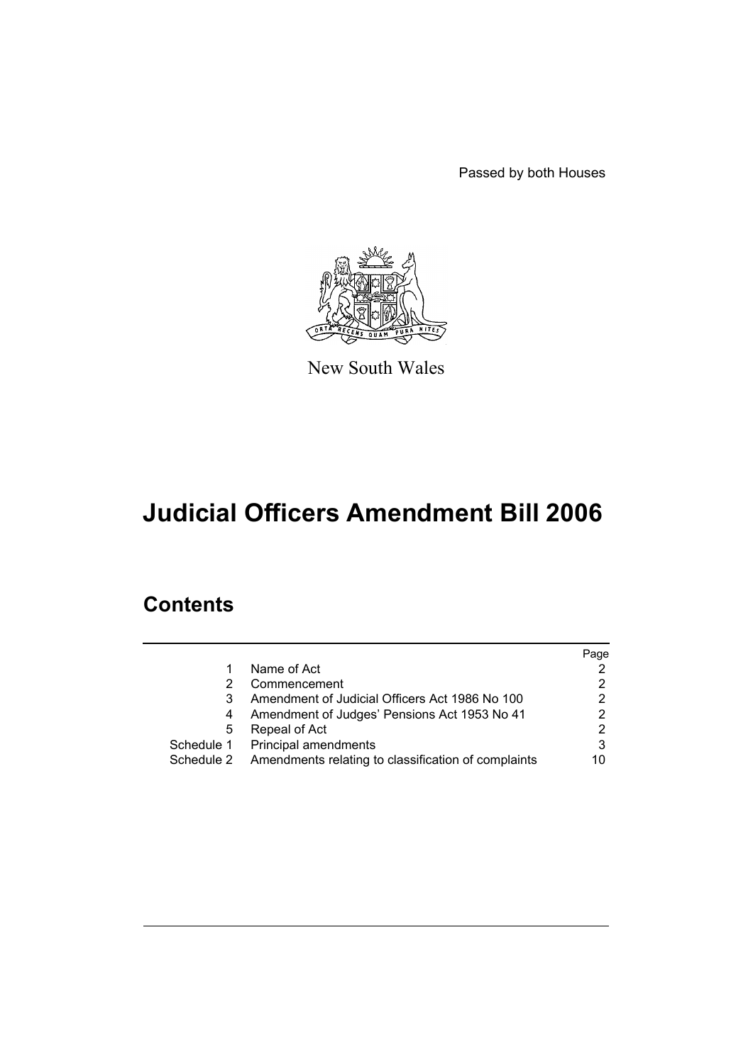Passed by both Houses

New South Wales

# Judicial Officers Amendment Bill 2006

## Contents

| | | Page |
|---|---|---|
| 1 | Name of Act | 2 |
| 2 | Commencement | 2 |
| 3 | Amendment of Judicial Officers Act 1986 No 100 | 2 |
| 4 | Amendment of Judges' Pensions Act 1953 No 41 | 2 |
| 5 | Repeal of Act | 2 |
| Schedule 1 | Principal amendments | 3 |
| Schedule 2 | Amendments relating to classification of complaints | 10 |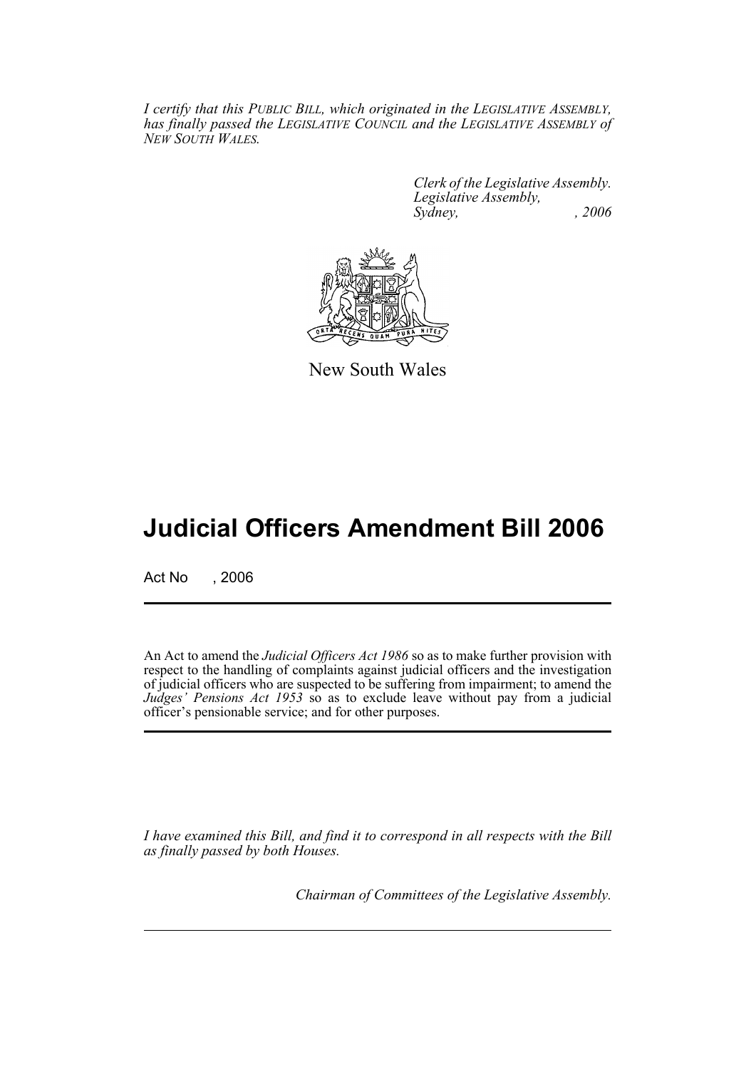*I certify that this PUBLIC BILL, which originated in the LEGISLATIVE ASSEMBLY, has finally passed the LEGISLATIVE COUNCIL and the LEGISLATIVE ASSEMBLY of NEW SOUTH WALES.*

*Clerk of the Legislative Assembly.*
*Legislative Assembly,*
*Sydney, , 2006*

New South Wales

# Judicial Officers Amendment Bill 2006

Act No , 2006

An Act to amend the *Judicial Officers Act 1986* so as to make further provision with respect to the handling of complaints against judicial officers and the investigation of judicial officers who are suspected to be suffering from impairment; to amend the *Judges' Pensions Act 1953* so as to exclude leave without pay from a judicial officer's pensionable service; and for other purposes.

*I have examined this Bill, and find it to correspond in all respects with the Bill as finally passed by both Houses.*

*Chairman of Committees of the Legislative Assembly.*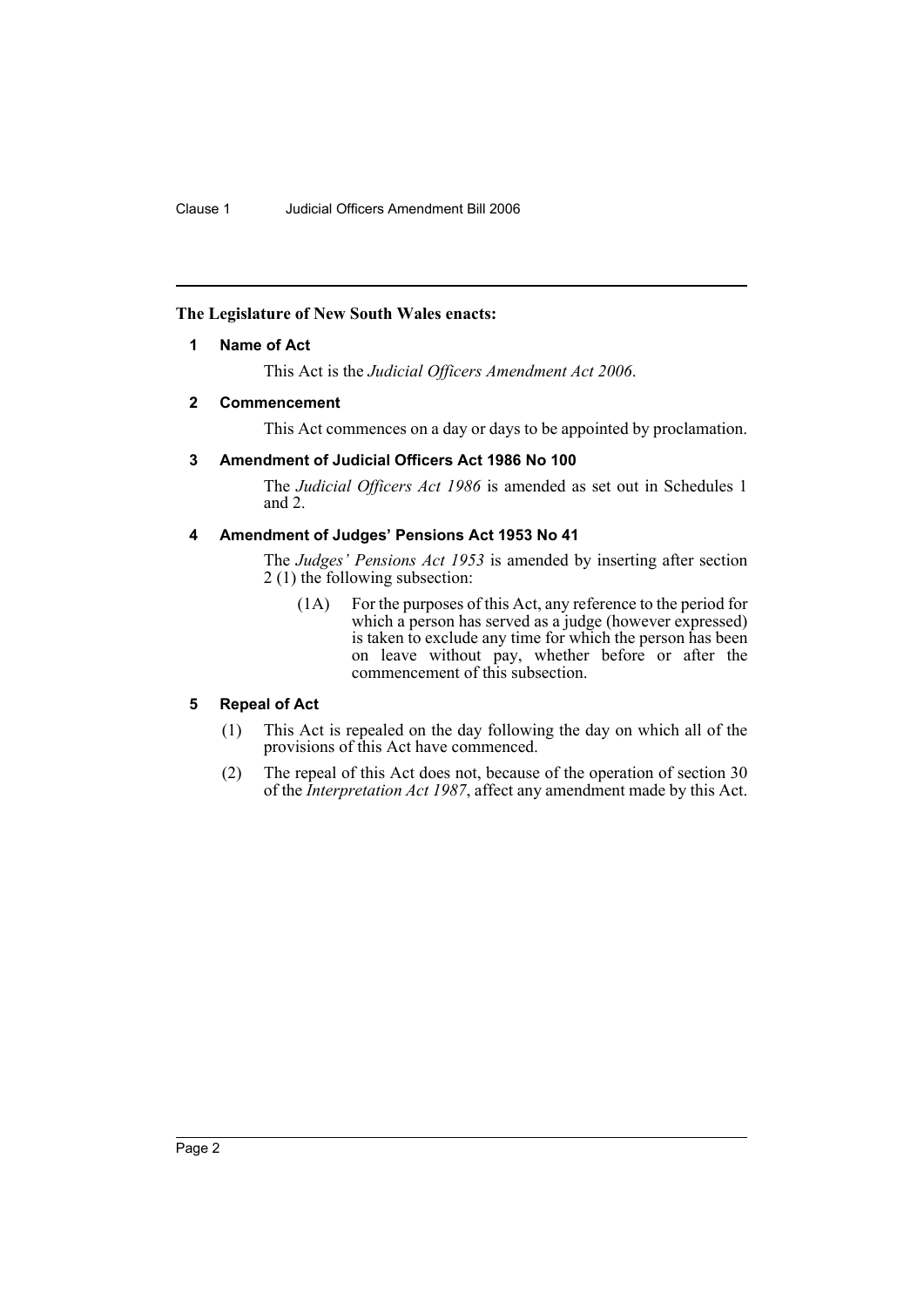**The Legislature of New South Wales enacts:**

### 1 Name of Act

This Act is the *Judicial Officers Amendment Act 2006*.

### 2 Commencement

This Act commences on a day or days to be appointed by proclamation.

### 3 Amendment of Judicial Officers Act 1986 No 100

The *Judicial Officers Act 1986* is amended as set out in Schedules 1 and 2.

### 4 Amendment of Judges' Pensions Act 1953 No 41

The *Judges' Pensions Act 1953* is amended by inserting after section 2 (1) the following subsection:

> (1A) For the purposes of this Act, any reference to the period for which a person has served as a judge (however expressed) is taken to exclude any time for which the person has been on leave without pay, whether before or after the commencement of this subsection.

### 5 Repeal of Act

(1) This Act is repealed on the day following the day on which all of the provisions of this Act have commenced.

(2) The repeal of this Act does not, because of the operation of section 30 of the *Interpretation Act 1987*, affect any amendment made by this Act.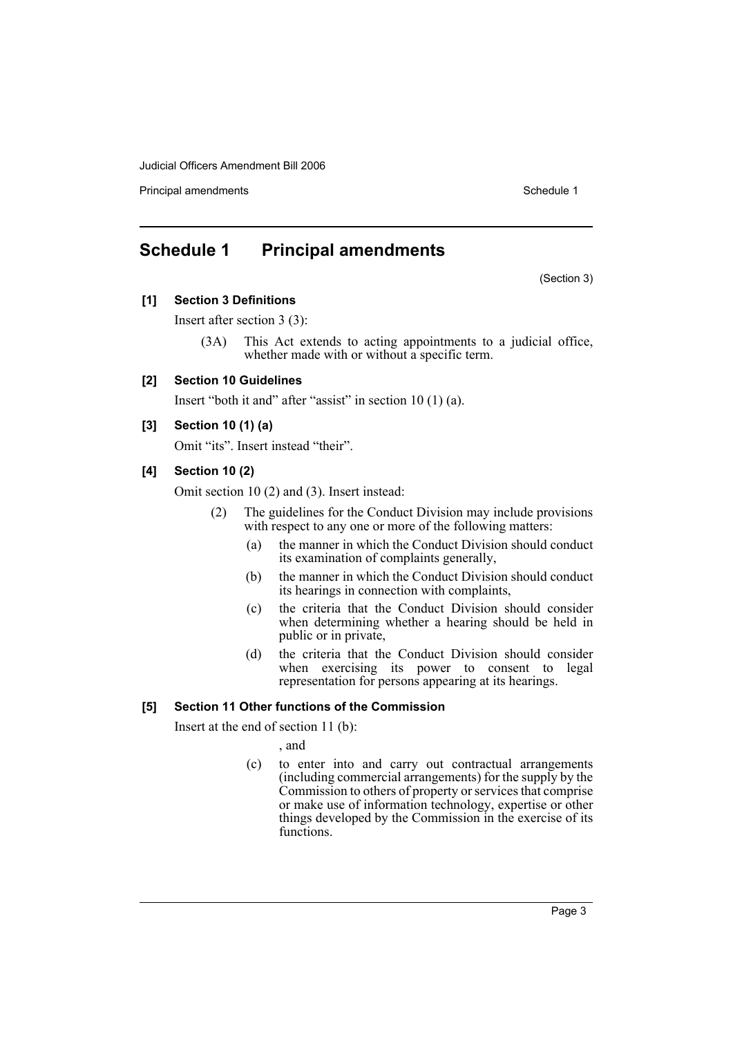## Schedule 1 Principal amendments

(Section 3)

**[1] Section 3 Definitions**

Insert after section 3 (3):

(3A) This Act extends to acting appointments to a judicial office, whether made with or without a specific term.

**[2] Section 10 Guidelines**

Insert "both it and" after "assist" in section 10 (1) (a).

**[3] Section 10 (1) (a)**

Omit "its". Insert instead "their".

**[4] Section 10 (2)**

Omit section 10 (2) and (3). Insert instead:

(2) The guidelines for the Conduct Division may include provisions with respect to any one or more of the following matters:

(a) the manner in which the Conduct Division should conduct its examination of complaints generally,

(b) the manner in which the Conduct Division should conduct its hearings in connection with complaints,

(c) the criteria that the Conduct Division should consider when determining whether a hearing should be held in public or in private,

(d) the criteria that the Conduct Division should consider when exercising its power to consent to legal representation for persons appearing at its hearings.

**[5] Section 11 Other functions of the Commission**

Insert at the end of section 11 (b):

, and

(c) to enter into and carry out contractual arrangements (including commercial arrangements) for the supply by the Commission to others of property or services that comprise or make use of information technology, expertise or other things developed by the Commission in the exercise of its functions.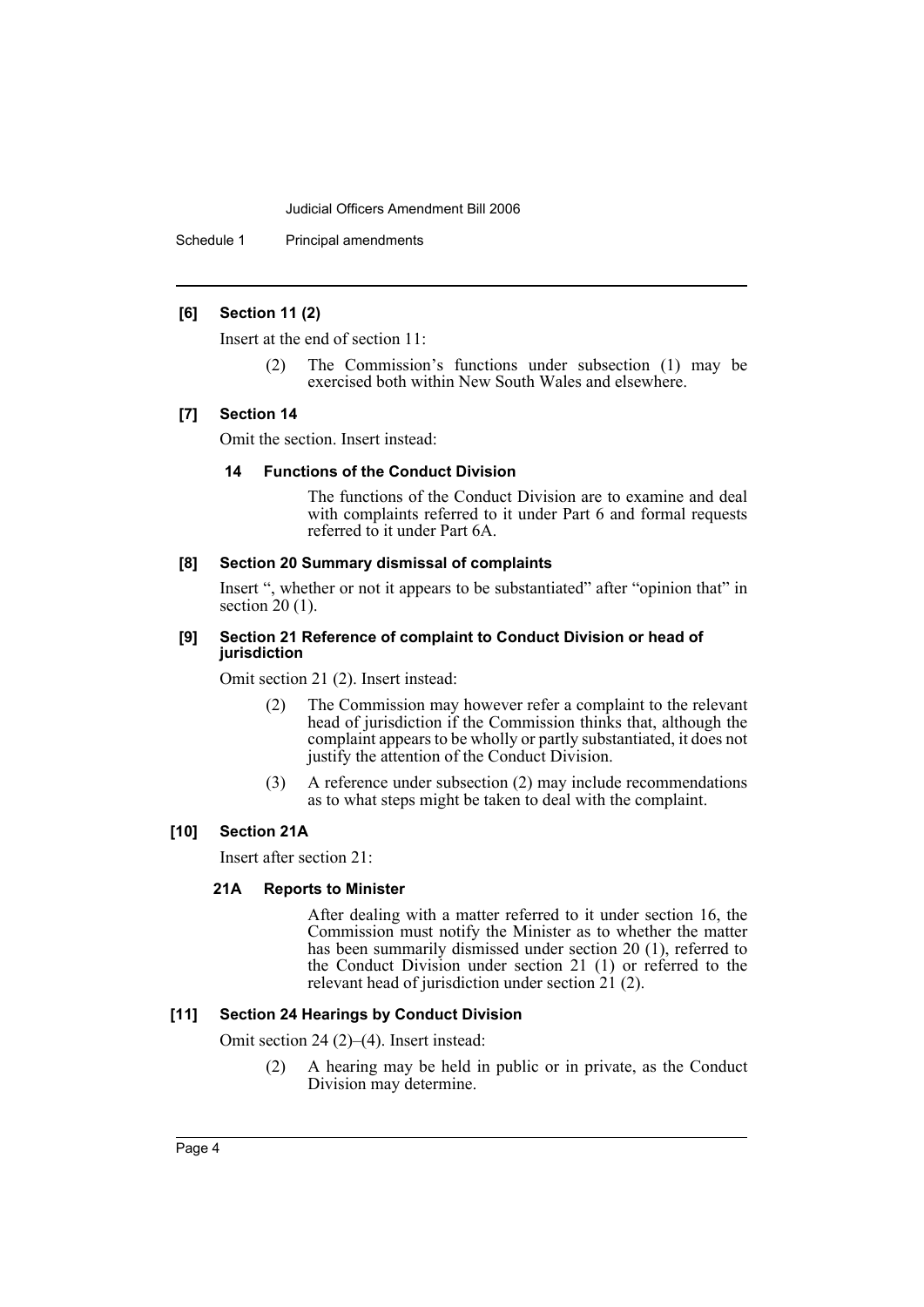### [6] Section 11 (2)

Insert at the end of section 11:

> (2) The Commission's functions under subsection (1) may be exercised both within New South Wales and elsewhere.

### [7] Section 14

Omit the section. Insert instead:

> **14 Functions of the Conduct Division**
>
> The functions of the Conduct Division are to examine and deal with complaints referred to it under Part 6 and formal requests referred to it under Part 6A.

### [8] Section 20 Summary dismissal of complaints

Insert ", whether or not it appears to be substantiated" after "opinion that" in section 20 (1).

### [9] Section 21 Reference of complaint to Conduct Division or head of jurisdiction

Omit section 21 (2). Insert instead:

> (2) The Commission may however refer a complaint to the relevant head of jurisdiction if the Commission thinks that, although the complaint appears to be wholly or partly substantiated, it does not justify the attention of the Conduct Division.
>
> (3) A reference under subsection (2) may include recommendations as to what steps might be taken to deal with the complaint.

### [10] Section 21A

Insert after section 21:

> **21A Reports to Minister**
>
> After dealing with a matter referred to it under section 16, the Commission must notify the Minister as to whether the matter has been summarily dismissed under section 20 (1), referred to the Conduct Division under section 21 (1) or referred to the relevant head of jurisdiction under section 21 (2).

### [11] Section 24 Hearings by Conduct Division

Omit section 24 (2)–(4). Insert instead:

> (2) A hearing may be held in public or in private, as the Conduct Division may determine.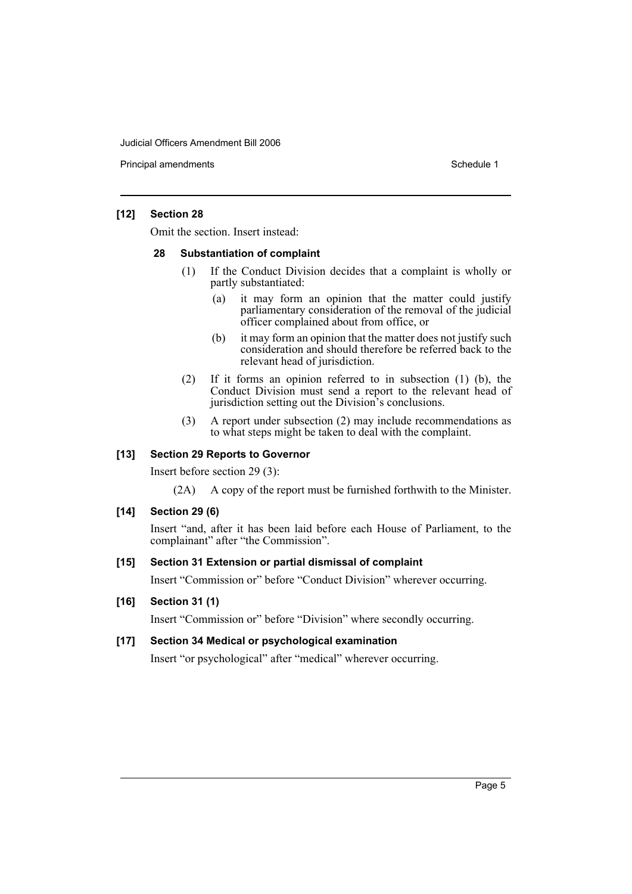**[12] Section 28**

Omit the section. Insert instead:

**28 Substantiation of complaint**

(1) If the Conduct Division decides that a complaint is wholly or partly substantiated:

(a) it may form an opinion that the matter could justify parliamentary consideration of the removal of the judicial officer complained about from office, or

(b) it may form an opinion that the matter does not justify such consideration and should therefore be referred back to the relevant head of jurisdiction.

(2) If it forms an opinion referred to in subsection (1) (b), the Conduct Division must send a report to the relevant head of jurisdiction setting out the Division's conclusions.

(3) A report under subsection (2) may include recommendations as to what steps might be taken to deal with the complaint.

**[13] Section 29 Reports to Governor**

Insert before section 29 (3):

(2A) A copy of the report must be furnished forthwith to the Minister.

**[14] Section 29 (6)**

Insert "and, after it has been laid before each House of Parliament, to the complainant" after "the Commission".

**[15] Section 31 Extension or partial dismissal of complaint**

Insert "Commission or" before "Conduct Division" wherever occurring.

**[16] Section 31 (1)**

Insert "Commission or" before "Division" where secondly occurring.

**[17] Section 34 Medical or psychological examination**

Insert "or psychological" after "medical" wherever occurring.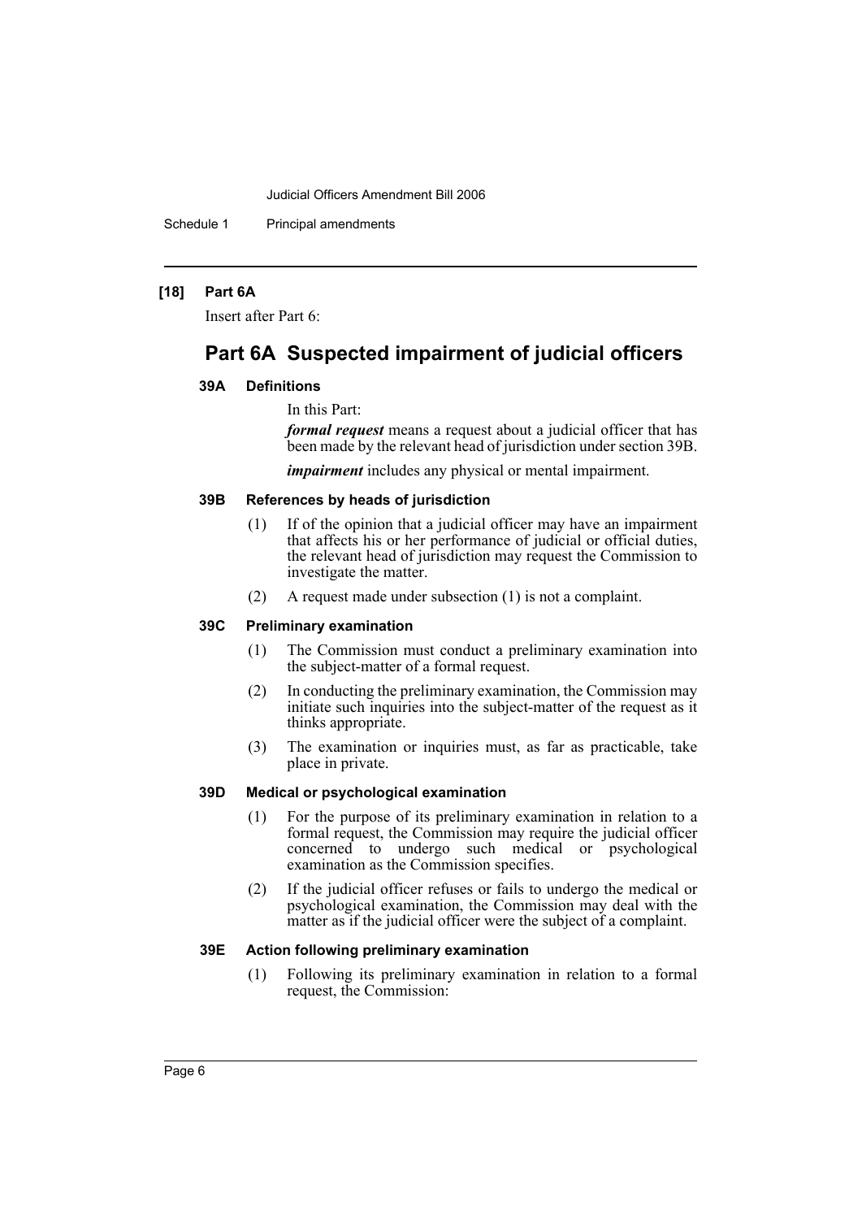**[18] Part 6A**

Insert after Part 6:

# Part 6A Suspected impairment of judicial officers

### 39A Definitions

In this Part:

***formal request*** means a request about a judicial officer that has been made by the relevant head of jurisdiction under section 39B.

***impairment*** includes any physical or mental impairment.

### 39B References by heads of jurisdiction

(1) If of the opinion that a judicial officer may have an impairment that affects his or her performance of judicial or official duties, the relevant head of jurisdiction may request the Commission to investigate the matter.

(2) A request made under subsection (1) is not a complaint.

### 39C Preliminary examination

(1) The Commission must conduct a preliminary examination into the subject-matter of a formal request.

(2) In conducting the preliminary examination, the Commission may initiate such inquiries into the subject-matter of the request as it thinks appropriate.

(3) The examination or inquiries must, as far as practicable, take place in private.

### 39D Medical or psychological examination

(1) For the purpose of its preliminary examination in relation to a formal request, the Commission may require the judicial officer concerned to undergo such medical or psychological examination as the Commission specifies.

(2) If the judicial officer refuses or fails to undergo the medical or psychological examination, the Commission may deal with the matter as if the judicial officer were the subject of a complaint.

### 39E Action following preliminary examination

(1) Following its preliminary examination in relation to a formal request, the Commission: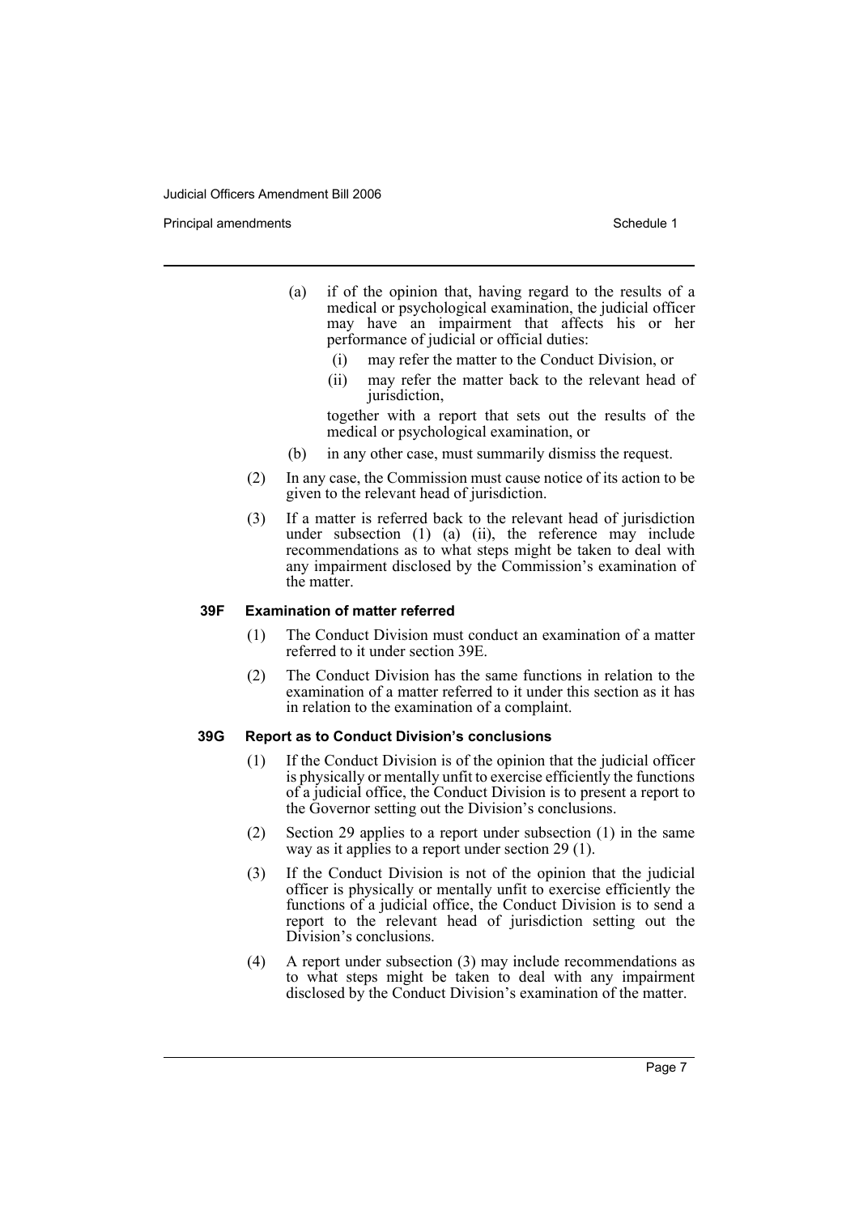(a) if of the opinion that, having regard to the results of a medical or psychological examination, the judicial officer may have an impairment that affects his or her performance of judicial or official duties:

   (i) may refer the matter to the Conduct Division, or

   (ii) may refer the matter back to the relevant head of jurisdiction,

   together with a report that sets out the results of the medical or psychological examination, or

(b) in any other case, must summarily dismiss the request.

(2) In any case, the Commission must cause notice of its action to be given to the relevant head of jurisdiction.

(3) If a matter is referred back to the relevant head of jurisdiction under subsection (1) (a) (ii), the reference may include recommendations as to what steps might be taken to deal with any impairment disclosed by the Commission's examination of the matter.

### 39F Examination of matter referred

(1) The Conduct Division must conduct an examination of a matter referred to it under section 39E.

(2) The Conduct Division has the same functions in relation to the examination of a matter referred to it under this section as it has in relation to the examination of a complaint.

### 39G Report as to Conduct Division's conclusions

(1) If the Conduct Division is of the opinion that the judicial officer is physically or mentally unfit to exercise efficiently the functions of a judicial office, the Conduct Division is to present a report to the Governor setting out the Division's conclusions.

(2) Section 29 applies to a report under subsection (1) in the same way as it applies to a report under section 29 (1).

(3) If the Conduct Division is not of the opinion that the judicial officer is physically or mentally unfit to exercise efficiently the functions of a judicial office, the Conduct Division is to send a report to the relevant head of jurisdiction setting out the Division's conclusions.

(4) A report under subsection (3) may include recommendations as to what steps might be taken to deal with any impairment disclosed by the Conduct Division's examination of the matter.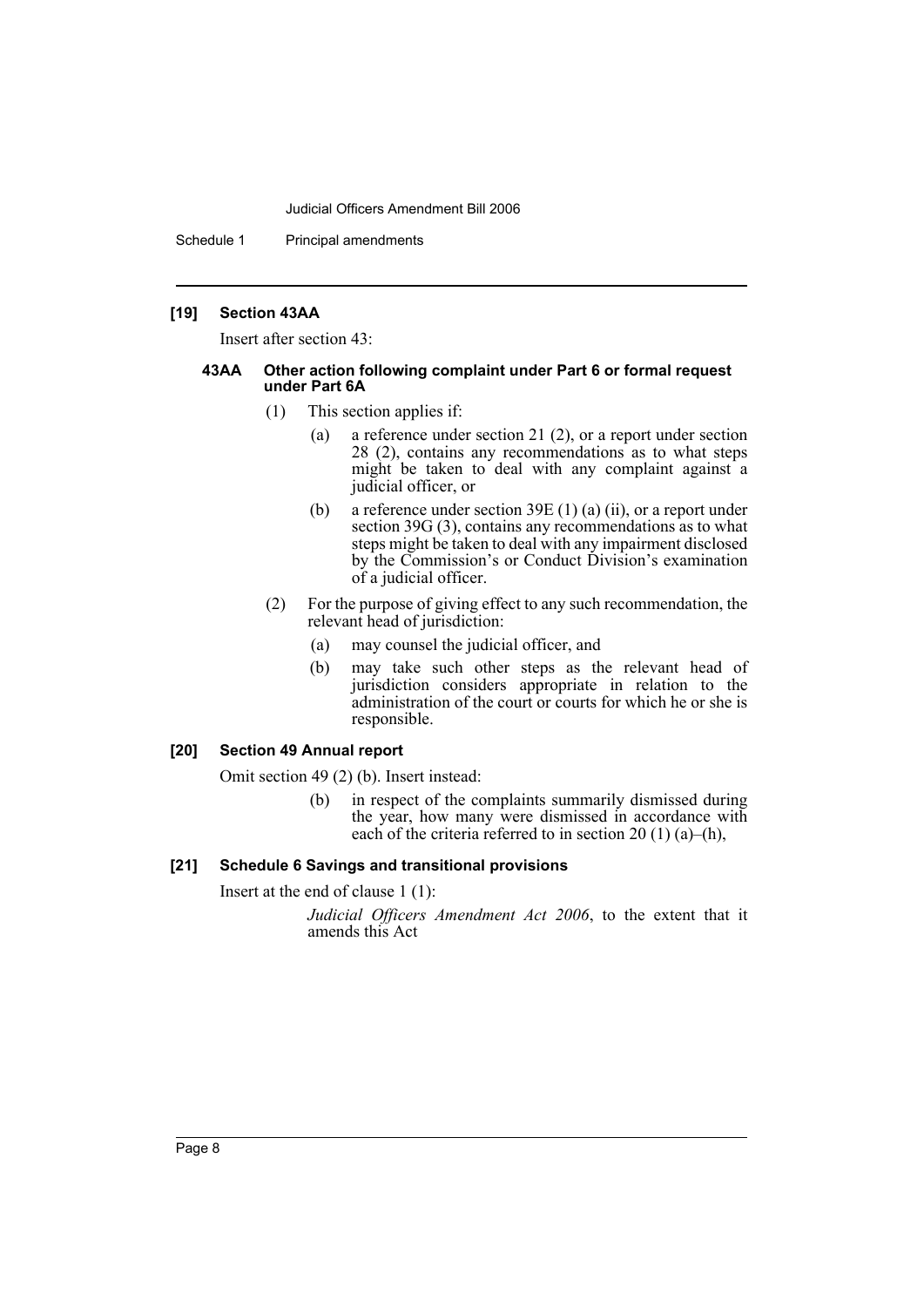**[19] Section 43AA**

Insert after section 43:

**43AA Other action following complaint under Part 6 or formal request under Part 6A**

(1) This section applies if:

(a) a reference under section 21 (2), or a report under section 28 (2), contains any recommendations as to what steps might be taken to deal with any complaint against a judicial officer, or

(b) a reference under section 39E (1) (a) (ii), or a report under section 39G (3), contains any recommendations as to what steps might be taken to deal with any impairment disclosed by the Commission's or Conduct Division's examination of a judicial officer.

(2) For the purpose of giving effect to any such recommendation, the relevant head of jurisdiction:

(a) may counsel the judicial officer, and

(b) may take such other steps as the relevant head of jurisdiction considers appropriate in relation to the administration of the court or courts for which he or she is responsible.

**[20] Section 49 Annual report**

Omit section 49 (2) (b). Insert instead:

(b) in respect of the complaints summarily dismissed during the year, how many were dismissed in accordance with each of the criteria referred to in section 20 (1) (a)–(h),

**[21] Schedule 6 Savings and transitional provisions**

Insert at the end of clause 1 (1):

*Judicial Officers Amendment Act 2006*, to the extent that it amends this Act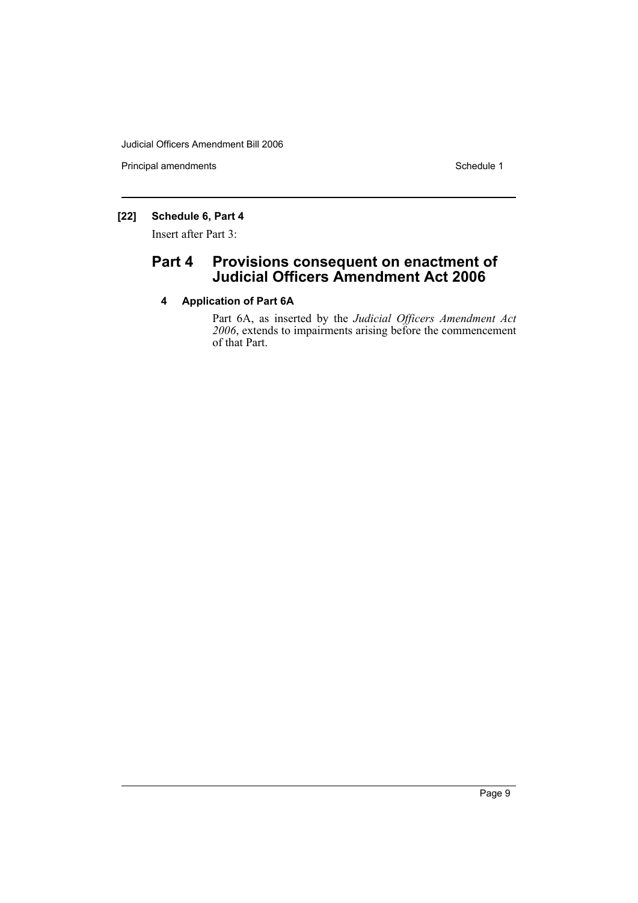**[22] Schedule 6, Part 4**

Insert after Part 3:

## Part 4 Provisions consequent on enactment of Judicial Officers Amendment Act 2006

### 4 Application of Part 6A

Part 6A, as inserted by the *Judicial Officers Amendment Act 2006*, extends to impairments arising before the commencement of that Part.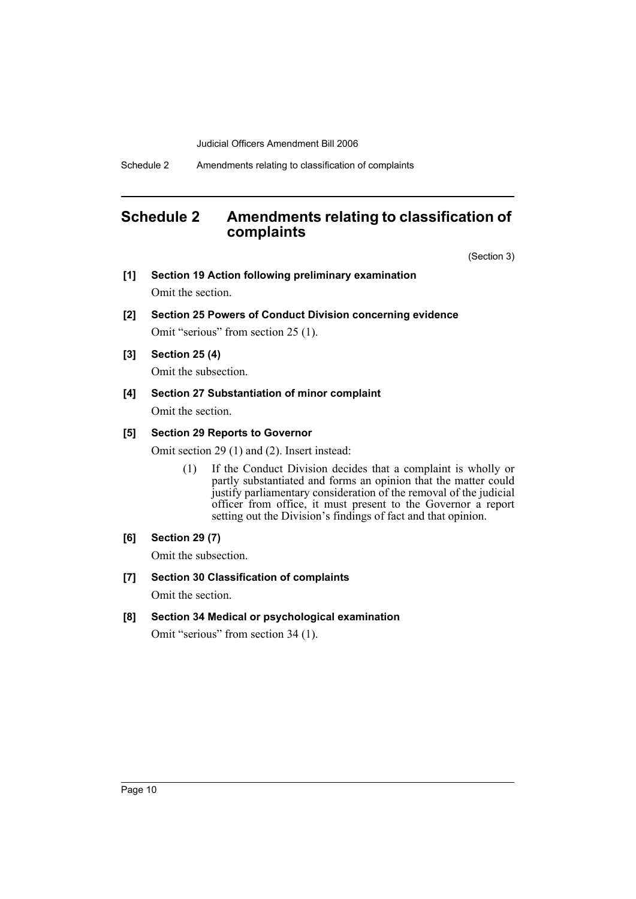## Schedule 2 Amendments relating to classification of complaints

(Section 3)

**[1] Section 19 Action following preliminary examination**

Omit the section.

**[2] Section 25 Powers of Conduct Division concerning evidence**

Omit "serious" from section 25 (1).

**[3] Section 25 (4)**

Omit the subsection.

**[4] Section 27 Substantiation of minor complaint**

Omit the section.

**[5] Section 29 Reports to Governor**

Omit section 29 (1) and (2). Insert instead:

> (1) If the Conduct Division decides that a complaint is wholly or partly substantiated and forms an opinion that the matter could justify parliamentary consideration of the removal of the judicial officer from office, it must present to the Governor a report setting out the Division's findings of fact and that opinion.

**[6] Section 29 (7)**

Omit the subsection.

**[7] Section 30 Classification of complaints**

Omit the section.

**[8] Section 34 Medical or psychological examination**

Omit "serious" from section 34 (1).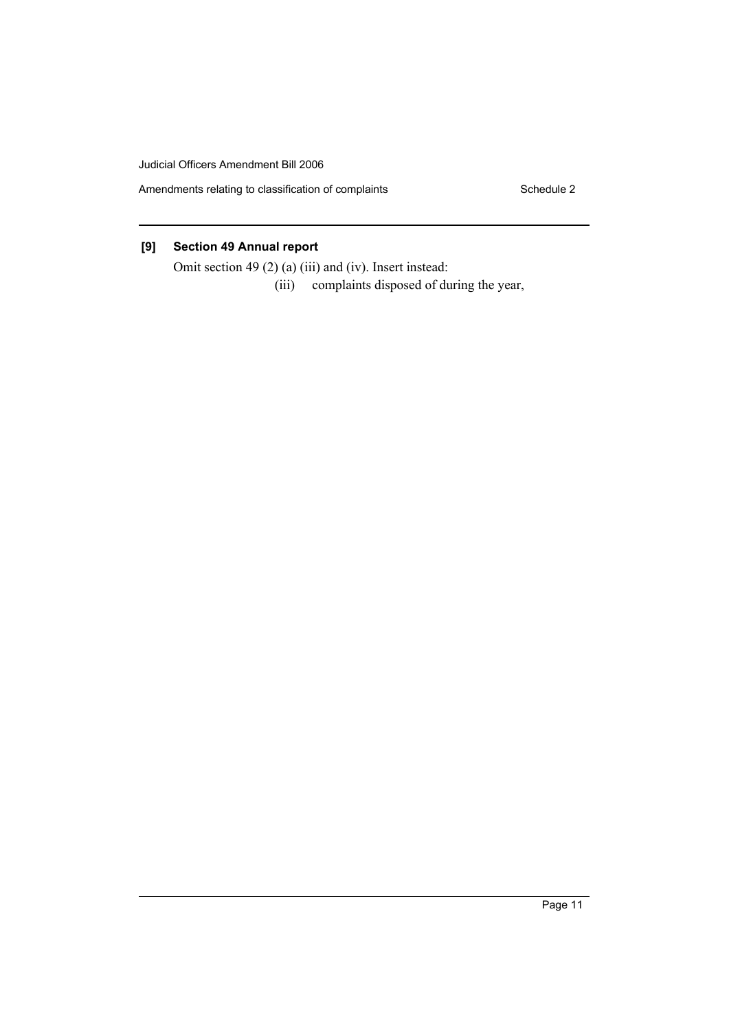### [9] Section 49 Annual report

Omit section 49 (2) (a) (iii) and (iv). Insert instead:

(iii) complaints disposed of during the year,